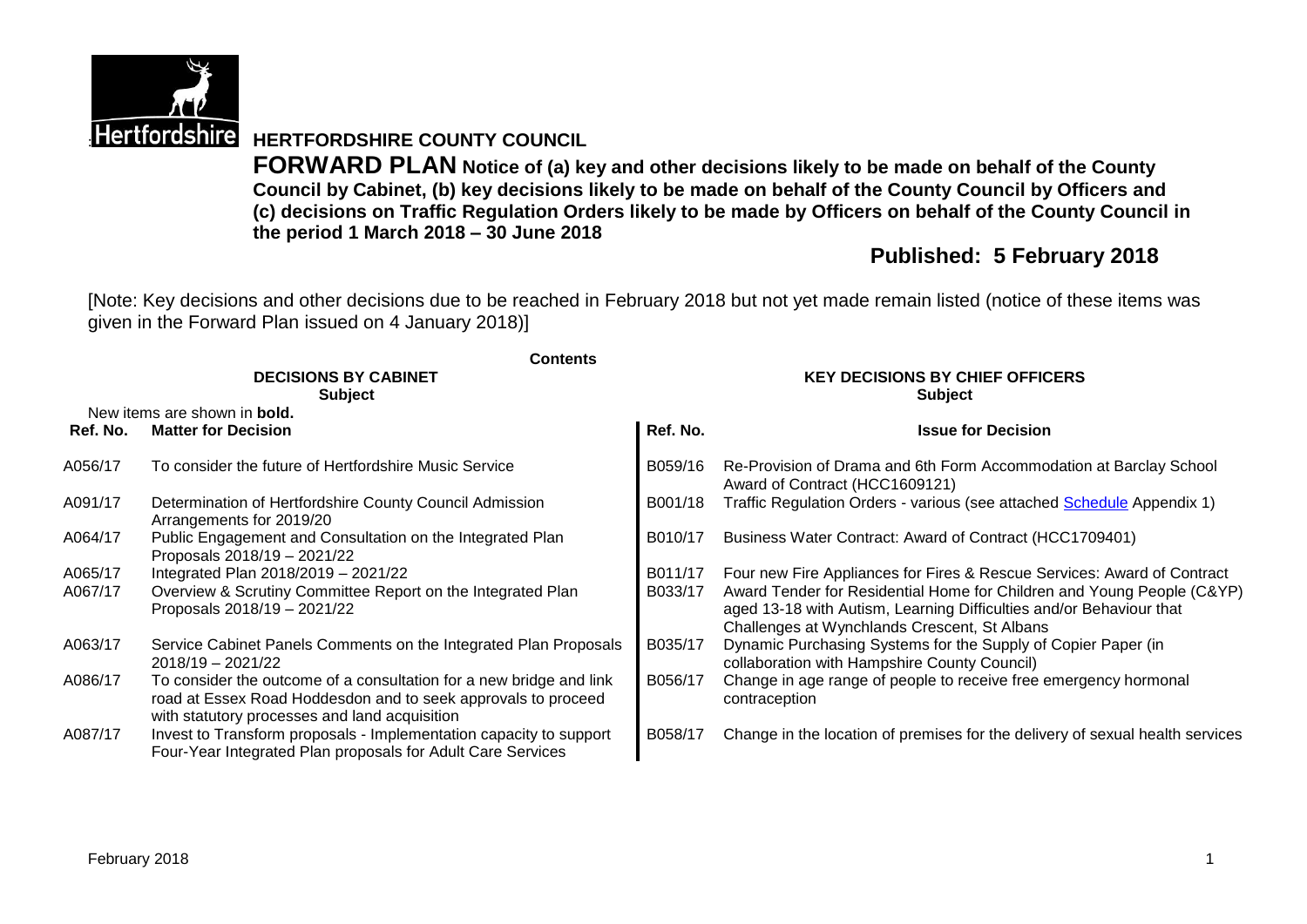# HERTFORDSHIRE COUNTY COUNCIL

**FORWARD PLAN Notice of (a) key and other decisions likely to be made on behalf of the County Council by Cabinet, (b) key decisions likely to be made on behalf of the County Council by Officers and (c) decisions on Traffic Regulation Orders likely to be made by Officers on behalf of the County Council in the period 1 March 2018 – 30 June 2018**

## Published: 5 February 2018

[Note: Key decisions and other decisions due to be reached in February 2018 but not yet made remain listed (notice of these items was given in the Forward Plan issued on 4 January 2018)]

**Contents**

New items are shown in **bold.**

| DECISIONS BY CABINET | | KEY DECISIONS BY CHIEF OFFICERS | |
|---|---|---|---|
| **Subject** | | **Subject** | |
| **Ref. No.** | **Matter for Decision** | **Ref. No.** | **Issue for Decision** |
| A056/17 | To consider the future of Hertfordshire Music Service | B059/16 | Re-Provision of Drama and 6th Form Accommodation at Barclay School Award of Contract (HCC1609121) |
| A091/17 | Determination of Hertfordshire County Council Admission Arrangements for 2019/20 | B001/18 | Traffic Regulation Orders - various (see attached Schedule Appendix 1) |
| A064/17 | Public Engagement and Consultation on the Integrated Plan Proposals 2018/19 – 2021/22 | B010/17 | Business Water Contract: Award of Contract (HCC1709401) |
| A065/17 | Integrated Plan 2018/2019 – 2021/22 | B011/17 | Four new Fire Appliances for Fires & Rescue Services: Award of Contract |
| A067/17 | Overview & Scrutiny Committee Report on the Integrated Plan Proposals 2018/19 – 2021/22 | B033/17 | Award Tender for Residential Home for Children and Young People (C&YP) aged 13-18 with Autism, Learning Difficulties and/or Behaviour that Challenges at Wynchlands Crescent, St Albans |
| A063/17 | Service Cabinet Panels Comments on the Integrated Plan Proposals 2018/19 – 2021/22 | B035/17 | Dynamic Purchasing Systems for the Supply of Copier Paper (in collaboration with Hampshire County Council) |
| A086/17 | To consider the outcome of a consultation for a new bridge and link road at Essex Road Hoddesdon and to seek approvals to proceed with statutory processes and land acquisition | B056/17 | Change in age range of people to receive free emergency hormonal contraception |
| A087/17 | Invest to Transform proposals - Implementation capacity to support Four-Year Integrated Plan proposals for Adult Care Services | B058/17 | Change in the location of premises for the delivery of sexual health services |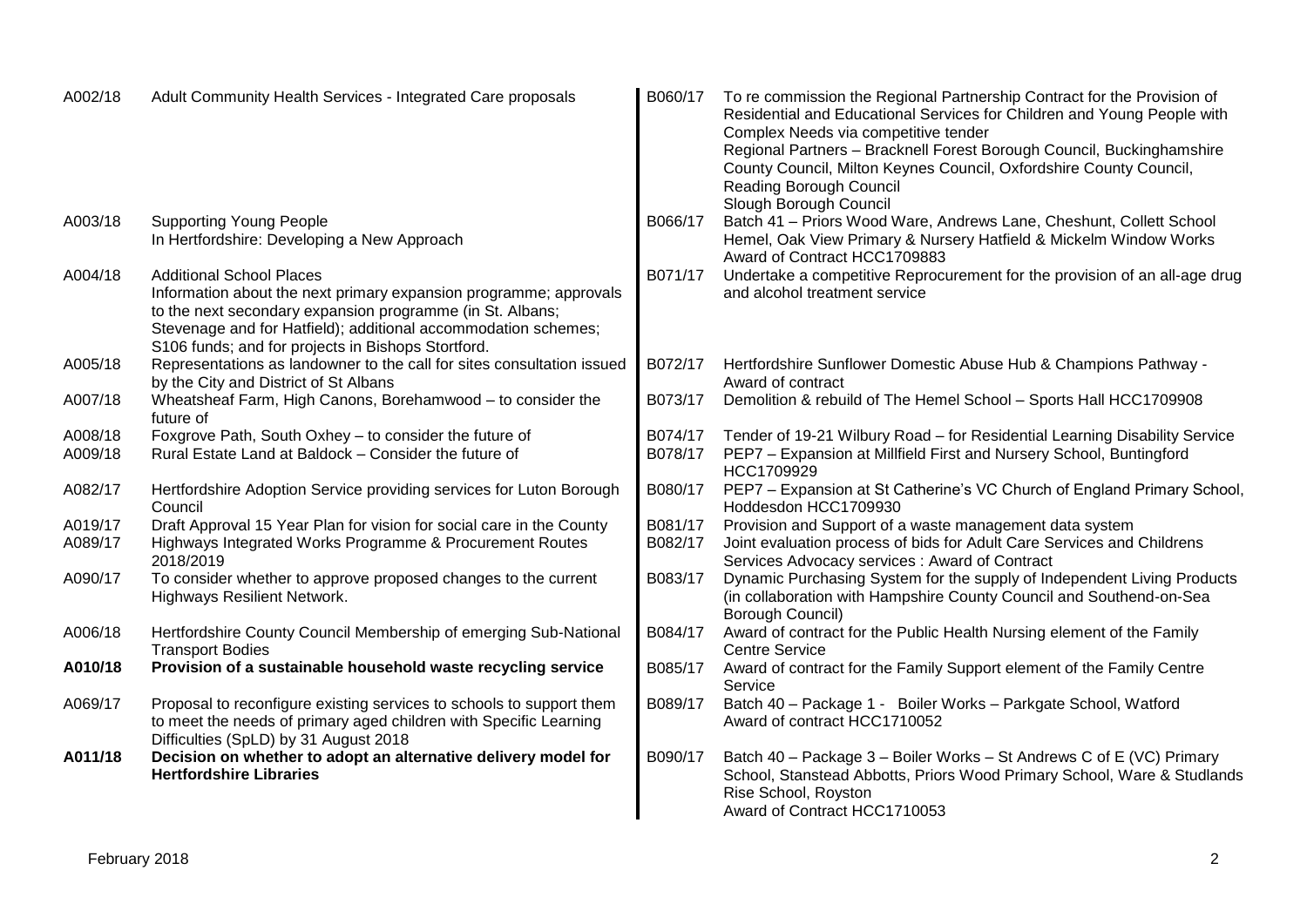| | |
|---|---|
| A002/18 | Adult Community Health Services - Integrated Care proposals |
| A003/18 | Supporting Young People<br>In Hertfordshire: Developing a New Approach |
| A004/18 | Additional School Places<br>Information about the next primary expansion programme; approvals to the next secondary expansion programme (in St. Albans; Stevenage and for Hatfield); additional accommodation schemes; S106 funds; and for projects in Bishops Stortford. |
| A005/18 | Representations as landowner to the call for sites consultation issued by the City and District of St Albans |
| A007/18 | Wheatsheaf Farm, High Canons, Borehamwood – to consider the future of |
| A008/18 | Foxgrove Path, South Oxhey – to consider the future of |
| A009/18 | Rural Estate Land at Baldock – Consider the future of |
| A082/17 | Hertfordshire Adoption Service providing services for Luton Borough Council |
| A019/17 | Draft Approval 15 Year Plan for vision for social care in the County |
| A089/17 | Highways Integrated Works Programme & Procurement Routes 2018/2019 |
| A090/17 | To consider whether to approve proposed changes to the current Highways Resilient Network. |
| A006/18 | Hertfordshire County Council Membership of emerging Sub-National Transport Bodies |
| **A010/18** | **Provision of a sustainable household waste recycling service** |
| A069/17 | Proposal to reconfigure existing services to schools to support them to meet the needs of primary aged children with Specific Learning Difficulties (SpLD) by 31 August 2018 |
| **A011/18** | **Decision on whether to adopt an alternative delivery model for Hertfordshire Libraries** |

| | |
|---|---|
| B060/17 | To re commission the Regional Partnership Contract for the Provision of Residential and Educational Services for Children and Young People with Complex Needs via competitive tender<br>Regional Partners – Bracknell Forest Borough Council, Buckinghamshire County Council, Milton Keynes Council, Oxfordshire County Council, Reading Borough Council<br>Slough Borough Council |
| B066/17 | Batch 41 – Priors Wood Ware, Andrews Lane, Cheshunt, Collett School Hemel, Oak View Primary & Nursery Hatfield & Mickelm Window Works<br>Award of Contract HCC1709883 |
| B071/17 | Undertake a competitive Reprocurement for the provision of an all-age drug and alcohol treatment service |
| B072/17 | Hertfordshire Sunflower Domestic Abuse Hub & Champions Pathway - Award of contract |
| B073/17 | Demolition & rebuild of The Hemel School – Sports Hall HCC1709908 |
| B074/17 | Tender of 19-21 Wilbury Road – for Residential Learning Disability Service |
| B078/17 | PEP7 – Expansion at Millfield First and Nursery School, Buntingford HCC1709929 |
| B080/17 | PEP7 – Expansion at St Catherine's VC Church of England Primary School, Hoddesdon HCC1709930 |
| B081/17 | Provision and Support of a waste management data system |
| B082/17 | Joint evaluation process of bids for Adult Care Services and Childrens Services Advocacy services : Award of Contract |
| B083/17 | Dynamic Purchasing System for the supply of Independent Living Products (in collaboration with Hampshire County Council and Southend-on-Sea Borough Council) |
| B084/17 | Award of contract for the Public Health Nursing element of the Family Centre Service |
| B085/17 | Award of contract for the Family Support element of the Family Centre Service |
| B089/17 | Batch 40 – Package 1 - Boiler Works – Parkgate School, Watford<br>Award of contract HCC1710052 |
| B090/17 | Batch 40 – Package 3 – Boiler Works – St Andrews C of E (VC) Primary School, Stanstead Abbotts, Priors Wood Primary School, Ware & Studlands Rise School, Royston<br>Award of Contract HCC1710053 |

February 2018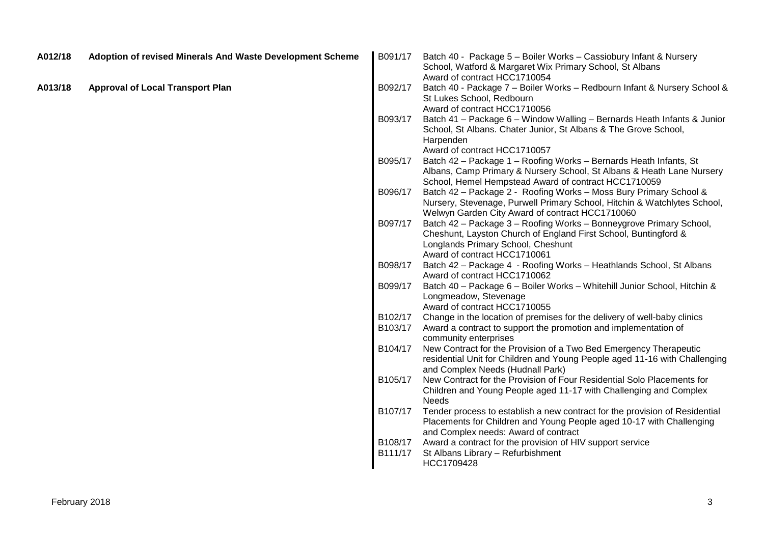**A012/18** **Adoption of revised Minerals And Waste Development Scheme**

**A013/18** **Approval of Local Transport Plan**

| | |
|---|---|
| B091/17 | Batch 40 - Package 5 – Boiler Works – Cassiobury Infant & Nursery School, Watford & Margaret Wix Primary School, St Albans<br>Award of contract HCC1710054 |
| B092/17 | Batch 40 - Package 7 – Boiler Works – Redbourn Infant & Nursery School & St Lukes School, Redbourn<br>Award of contract HCC1710056 |
| B093/17 | Batch 41 – Package 6 – Window Walling – Bernards Heath Infants & Junior School, St Albans. Chater Junior, St Albans & The Grove School, Harpenden<br>Award of contract HCC1710057 |
| B095/17 | Batch 42 – Package 1 – Roofing Works – Bernards Heath Infants, St Albans, Camp Primary & Nursery School, St Albans & Heath Lane Nursery School, Hemel Hempstead Award of contract HCC1710059 |
| B096/17 | Batch 42 – Package 2 - Roofing Works – Moss Bury Primary School & Nursery, Stevenage, Purwell Primary School, Hitchin & Watchlytes School, Welwyn Garden City Award of contract HCC1710060 |
| B097/17 | Batch 42 – Package 3 – Roofing Works – Bonneygrove Primary School, Cheshunt, Layston Church of England First School, Buntingford & Longlands Primary School, Cheshunt<br>Award of contract HCC1710061 |
| B098/17 | Batch 42 – Package 4 - Roofing Works – Heathlands School, St Albans<br>Award of contract HCC1710062 |
| B099/17 | Batch 40 – Package 6 – Boiler Works – Whitehill Junior School, Hitchin & Longmeadow, Stevenage<br>Award of contract HCC1710055 |
| B102/17 | Change in the location of premises for the delivery of well-baby clinics |
| B103/17 | Award a contract to support the promotion and implementation of community enterprises |
| B104/17 | New Contract for the Provision of a Two Bed Emergency Therapeutic residential Unit for Children and Young People aged 11-16 with Challenging and Complex Needs (Hudnall Park) |
| B105/17 | New Contract for the Provision of Four Residential Solo Placements for Children and Young People aged 11-17 with Challenging and Complex Needs |
| B107/17 | Tender process to establish a new contract for the provision of Residential Placements for Children and Young People aged 10-17 with Challenging and Complex needs: Award of contract |
| B108/17 | Award a contract for the provision of HIV support service |
| B111/17 | St Albans Library – Refurbishment<br>HCC1709428 |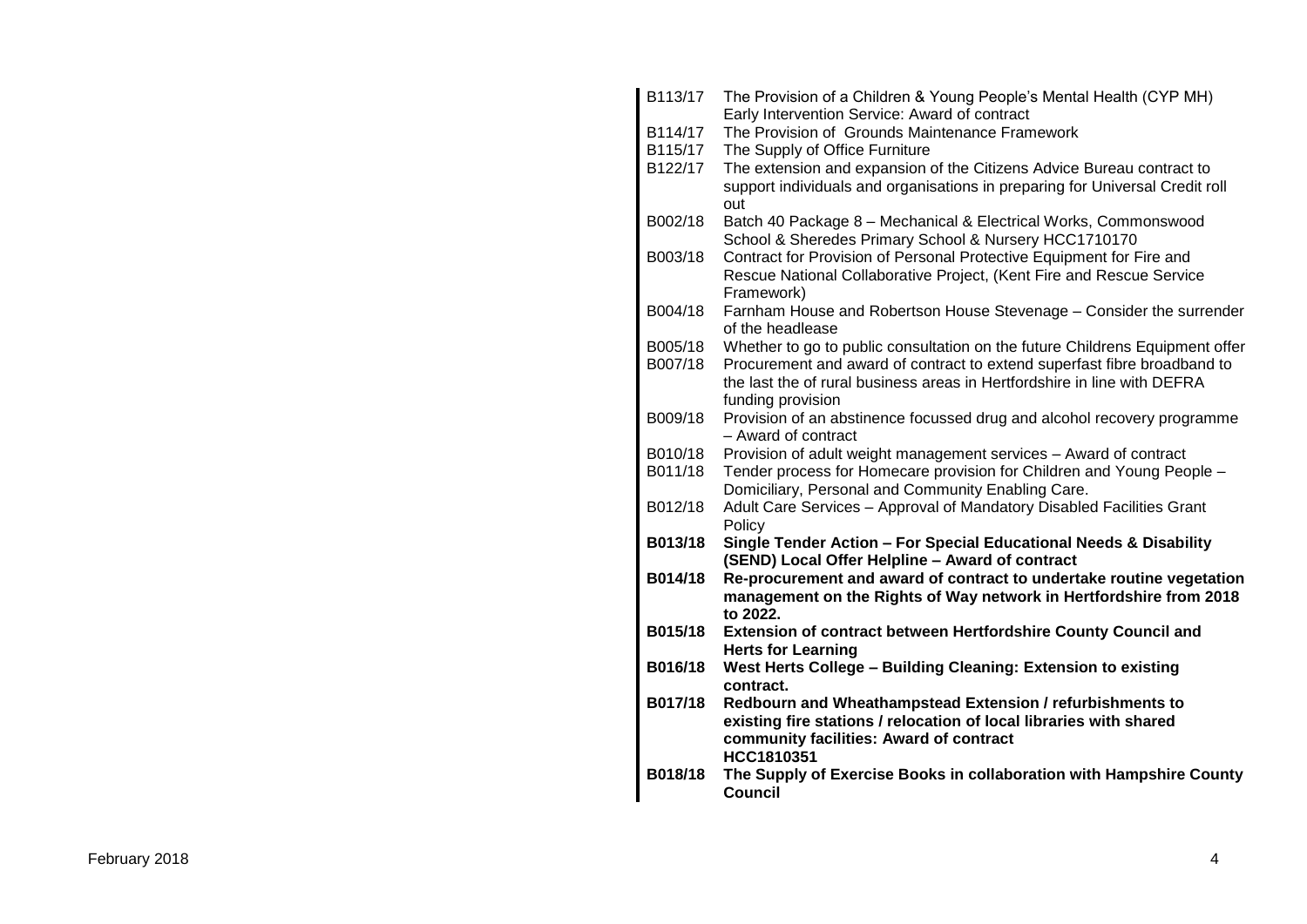| | |
|---|---|
| B113/17 | The Provision of a Children & Young People's Mental Health (CYP MH) Early Intervention Service: Award of contract |
| B114/17 | The Provision of Grounds Maintenance Framework |
| B115/17 | The Supply of Office Furniture |
| B122/17 | The extension and expansion of the Citizens Advice Bureau contract to support individuals and organisations in preparing for Universal Credit roll out |
| B002/18 | Batch 40 Package 8 – Mechanical & Electrical Works, Commonswood School & Sheredes Primary School & Nursery HCC1710170 |
| B003/18 | Contract for Provision of Personal Protective Equipment for Fire and Rescue National Collaborative Project, (Kent Fire and Rescue Service Framework) |
| B004/18 | Farnham House and Robertson House Stevenage – Consider the surrender of the headlease |
| B005/18 | Whether to go to public consultation on the future Childrens Equipment offer |
| B007/18 | Procurement and award of contract to extend superfast fibre broadband to the last the of rural business areas in Hertfordshire in line with DEFRA funding provision |
| B009/18 | Provision of an abstinence focussed drug and alcohol recovery programme – Award of contract |
| B010/18 | Provision of adult weight management services – Award of contract |
| B011/18 | Tender process for Homecare provision for Children and Young People – Domiciliary, Personal and Community Enabling Care. |
| B012/18 | Adult Care Services – Approval of Mandatory Disabled Facilities Grant Policy |
| **B013/18** | **Single Tender Action – For Special Educational Needs & Disability (SEND) Local Offer Helpline – Award of contract** |
| **B014/18** | **Re-procurement and award of contract to undertake routine vegetation management on the Rights of Way network in Hertfordshire from 2018 to 2022.** |
| **B015/18** | **Extension of contract between Hertfordshire County Council and Herts for Learning** |
| **B016/18** | **West Herts College – Building Cleaning: Extension to existing contract.** |
| **B017/18** | **Redbourn and Wheathampstead Extension / refurbishments to existing fire stations / relocation of local libraries with shared community facilities: Award of contract HCC1810351** |
| **B018/18** | **The Supply of Exercise Books in collaboration with Hampshire County Council** |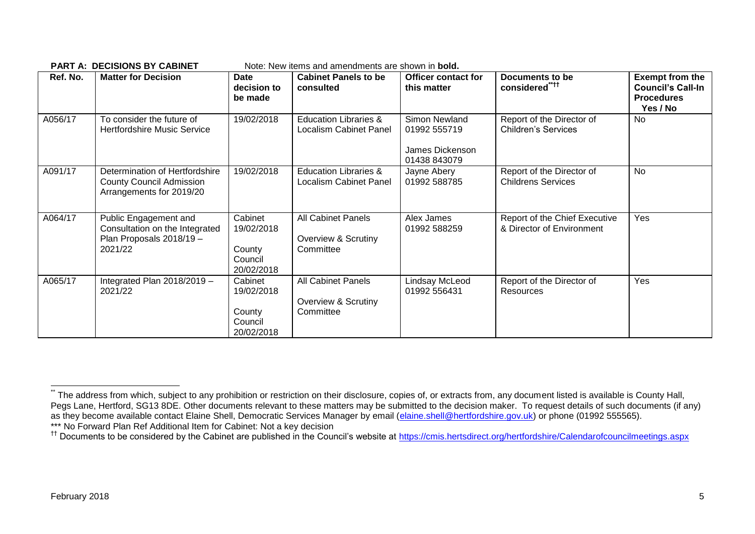**PART A: DECISIONS BY CABINET** Note: New items and amendments are shown in **bold.**

| Ref. No. | Matter for Decision | Date decision to be made | Cabinet Panels to be consulted | Officer contact for this matter | Documents to be considered[\*\*][††] | Exempt from the Council's Call-In Procedures Yes / No |
|---|---|---|---|---|---|---|
| A056/17 | To consider the future of Hertfordshire Music Service | 19/02/2018 | Education Libraries & Localism Cabinet Panel | Simon Newland 01992 555719<br><br>James Dickenson 01438 843079 | Report of the Director of Children's Services | No |
| A091/17 | Determination of Hertfordshire County Council Admission Arrangements for 2019/20 | 19/02/2018 | Education Libraries & Localism Cabinet Panel | Jayne Abery 01992 588785 | Report of the Director of Childrens Services | No |
| A064/17 | Public Engagement and Consultation on the Integrated Plan Proposals 2018/19 – 2021/22 | Cabinet 19/02/2018<br><br>County Council 20/02/2018 | All Cabinet Panels<br><br>Overview & Scrutiny Committee | Alex James 01992 588259 | Report of the Chief Executive & Director of Environment | Yes |
| A065/17 | Integrated Plan 2018/2019 – 2021/22 | Cabinet 19/02/2018<br><br>County Council 20/02/2018 | All Cabinet Panels<br><br>Overview & Scrutiny Committee | Lindsay McLeod 01992 556431 | Report of the Director of Resources | Yes |

---

[\*\*] The address from which, subject to any prohibition or restriction on their disclosure, copies of, or extracts from, any document listed is available is County Hall, Pegs Lane, Hertford, SG13 8DE. Other documents relevant to these matters may be submitted to the decision maker. To request details of such documents (if any) as they become available contact Elaine Shell, Democratic Services Manager by email (elaine.shell@hertfordshire.gov.uk) or phone (01992 555565).

\*\*\* No Forward Plan Ref Additional Item for Cabinet: Not a key decision

[††] Documents to be considered by the Cabinet are published in the Council's website at https://cmis.hertsdirect.org/hertfordshire/Calendarofcouncilmeetings.aspx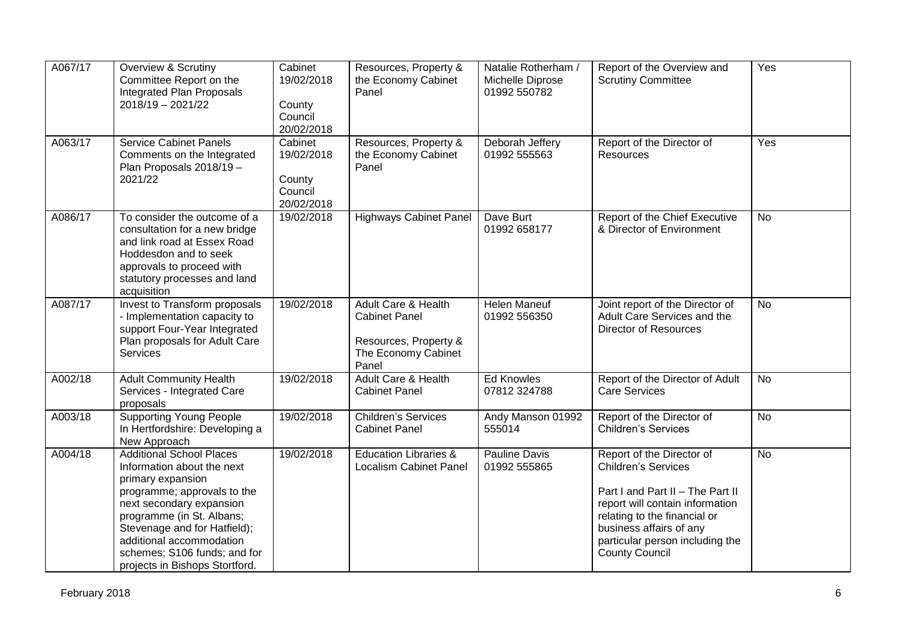| | | | | | | |
|---|---|---|---|---|---|---|
| A067/17 | Overview & Scrutiny Committee Report on the Integrated Plan Proposals 2018/19 – 2021/22 | Cabinet 19/02/2018<br><br>County Council 20/02/2018 | Resources, Property & the Economy Cabinet Panel | Natalie Rotherham / Michelle Diprose 01992 550782 | Report of the Overview and Scrutiny Committee | Yes |
| A063/17 | Service Cabinet Panels Comments on the Integrated Plan Proposals 2018/19 – 2021/22 | Cabinet 19/02/2018<br><br>County Council 20/02/2018 | Resources, Property & the Economy Cabinet Panel | Deborah Jeffery 01992 555563 | Report of the Director of Resources | Yes |
| A086/17 | To consider the outcome of a consultation for a new bridge and link road at Essex Road Hoddesdon and to seek approvals to proceed with statutory processes and land acquisition | 19/02/2018 | Highways Cabinet Panel | Dave Burt 01992 658177 | Report of the Chief Executive & Director of Environment | No |
| A087/17 | Invest to Transform proposals - Implementation capacity to support Four-Year Integrated Plan proposals for Adult Care Services | 19/02/2018 | Adult Care & Health Cabinet Panel<br><br>Resources, Property & The Economy Cabinet Panel | Helen Maneuf 01992 556350 | Joint report of the Director of Adult Care Services and the Director of Resources | No |
| A002/18 | Adult Community Health Services - Integrated Care proposals | 19/02/2018 | Adult Care & Health Cabinet Panel | Ed Knowles 07812 324788 | Report of the Director of Adult Care Services | No |
| A003/18 | Supporting Young People In Hertfordshire: Developing a New Approach | 19/02/2018 | Children's Services Cabinet Panel | Andy Manson 01992 555014 | Report of the Director of Children's Services | No |
| A004/18 | Additional School Places Information about the next primary expansion programme; approvals to the next secondary expansion programme (in St. Albans; Stevenage and for Hatfield); additional accommodation schemes; S106 funds; and for projects in Bishops Stortford. | 19/02/2018 | Education Libraries & Localism Cabinet Panel | Pauline Davis 01992 555865 | Report of the Director of Children's Services<br><br>Part I and Part II – The Part II report will contain information relating to the financial or business affairs of any particular person including the County Council | No |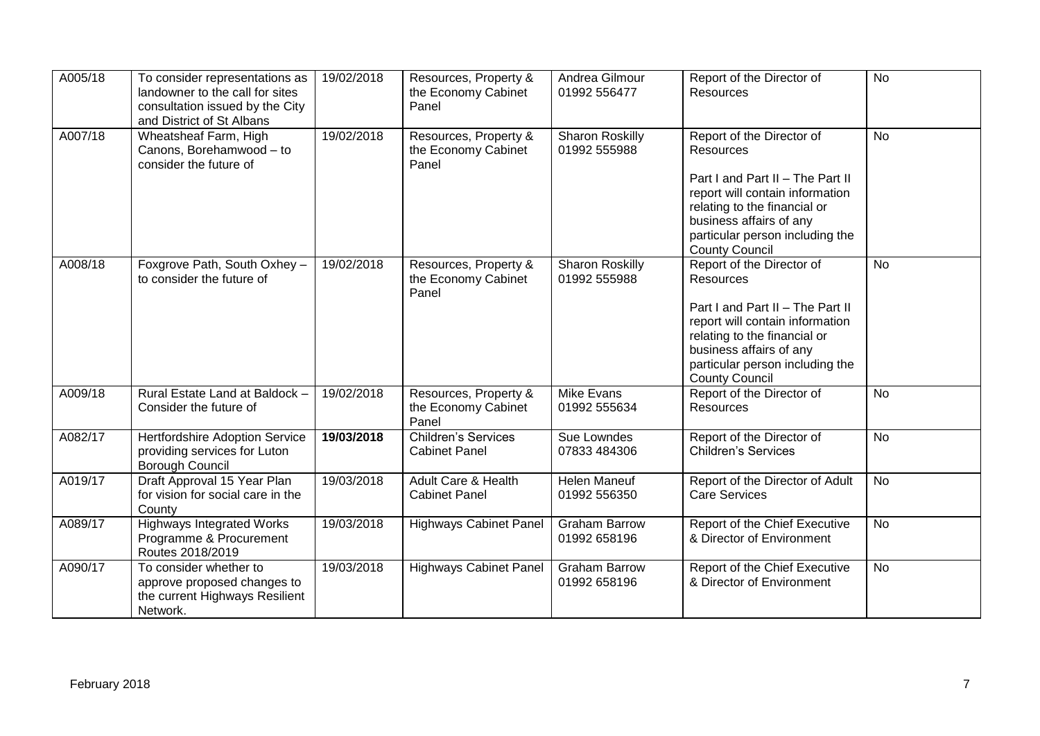| A005/18 | To consider representations as landowner to the call for sites consultation issued by the City and District of St Albans | 19/02/2018 | Resources, Property & the Economy Cabinet Panel | Andrea Gilmour 01992 556477 | Report of the Director of Resources | No |
|---|---|---|---|---|---|---|
| A007/18 | Wheatsheaf Farm, High Canons, Borehamwood – to consider the future of | 19/02/2018 | Resources, Property & the Economy Cabinet Panel | Sharon Roskilly 01992 555988 | Report of the Director of Resources<br><br>Part I and Part II – The Part II report will contain information relating to the financial or business affairs of any particular person including the County Council | No |
| A008/18 | Foxgrove Path, South Oxhey – to consider the future of | 19/02/2018 | Resources, Property & the Economy Cabinet Panel | Sharon Roskilly 01992 555988 | Report of the Director of Resources<br><br>Part I and Part II – The Part II report will contain information relating to the financial or business affairs of any particular person including the County Council | No |
| A009/18 | Rural Estate Land at Baldock – Consider the future of | 19/02/2018 | Resources, Property & the Economy Cabinet Panel | Mike Evans 01992 555634 | Report of the Director of Resources | No |
| A082/17 | Hertfordshire Adoption Service providing services for Luton Borough Council | **19/03/2018** | Children's Services Cabinet Panel | Sue Lowndes 07833 484306 | Report of the Director of Children's Services | No |
| A019/17 | Draft Approval 15 Year Plan for vision for social care in the County | 19/03/2018 | Adult Care & Health Cabinet Panel | Helen Maneuf 01992 556350 | Report of the Director of Adult Care Services | No |
| A089/17 | Highways Integrated Works Programme & Procurement Routes 2018/2019 | 19/03/2018 | Highways Cabinet Panel | Graham Barrow 01992 658196 | Report of the Chief Executive & Director of Environment | No |
| A090/17 | To consider whether to approve proposed changes to the current Highways Resilient Network. | 19/03/2018 | Highways Cabinet Panel | Graham Barrow 01992 658196 | Report of the Chief Executive & Director of Environment | No |

February 2018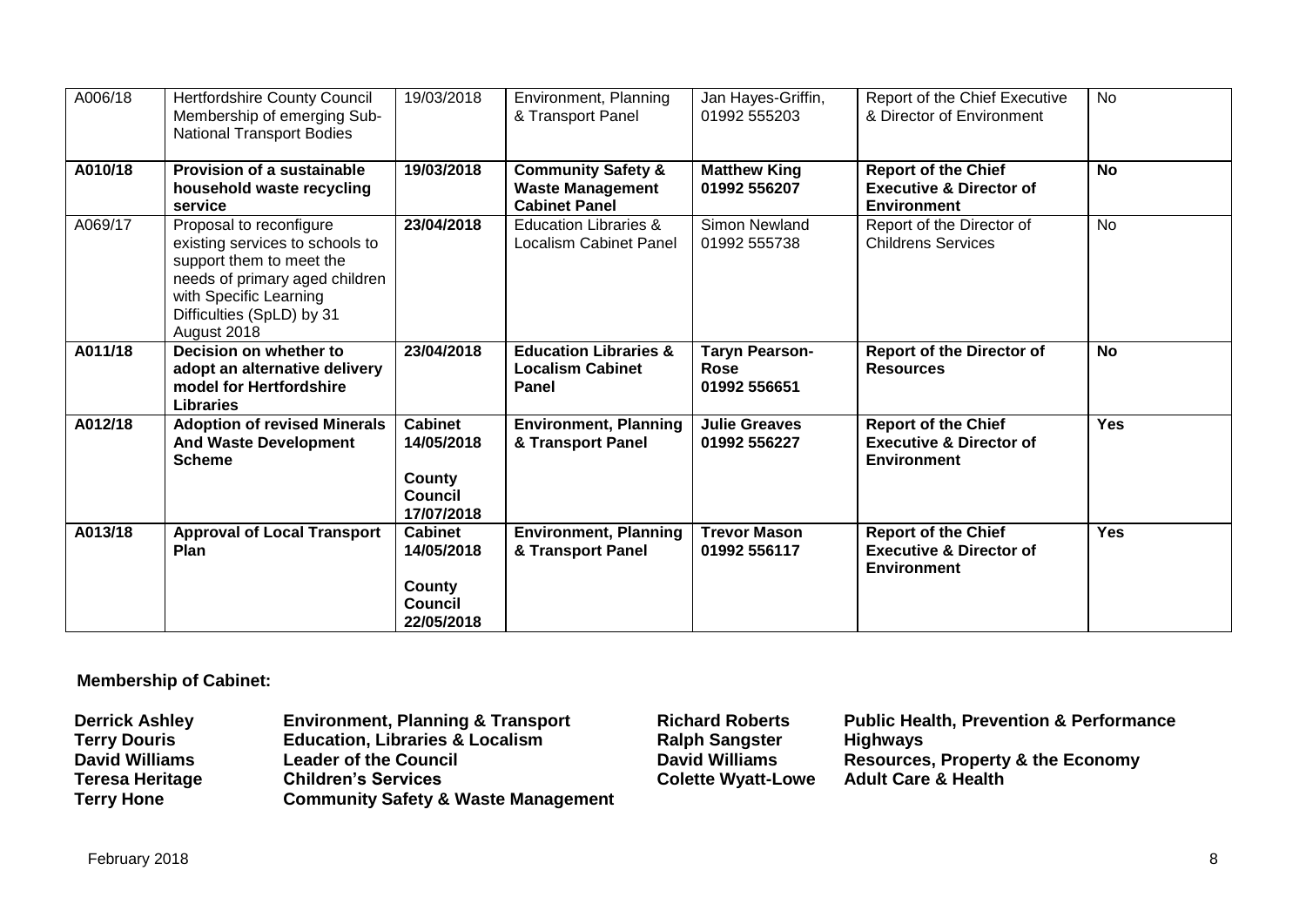| A006/18 | Hertfordshire County Council Membership of emerging Sub-National Transport Bodies | 19/03/2018 | Environment, Planning & Transport Panel | Jan Hayes-Griffin, 01992 555203 | Report of the Chief Executive & Director of Environment | No |
|---|---|---|---|---|---|---|
| **A010/18** | **Provision of a sustainable household waste recycling service** | **19/03/2018** | **Community Safety & Waste Management Cabinet Panel** | **Matthew King 01992 556207** | **Report of the Chief Executive & Director of Environment** | **No** |
| A069/17 | Proposal to reconfigure existing services to schools to support them to meet the needs of primary aged children with Specific Learning Difficulties (SpLD) by 31 August 2018 | **23/04/2018** | Education Libraries & Localism Cabinet Panel | Simon Newland 01992 555738 | Report of the Director of Childrens Services | No |
| **A011/18** | **Decision on whether to adopt an alternative delivery model for Hertfordshire Libraries** | **23/04/2018** | **Education Libraries & Localism Cabinet Panel** | **Taryn Pearson-Rose 01992 556651** | **Report of the Director of Resources** | **No** |
| **A012/18** | **Adoption of revised Minerals And Waste Development Scheme** | **Cabinet 14/05/2018**<br><br>**County Council 17/07/2018** | **Environment, Planning & Transport Panel** | **Julie Greaves 01992 556227** | **Report of the Chief Executive & Director of Environment** | **Yes** |
| **A013/18** | **Approval of Local Transport Plan** | **Cabinet 14/05/2018**<br><br>**County Council 22/05/2018** | **Environment, Planning & Transport Panel** | **Trevor Mason 01992 556117** | **Report of the Chief Executive & Director of Environment** | **Yes** |

**Membership of Cabinet:**

| | |
|---|---|
| **Derrick Ashley** | **Environment, Planning & Transport** |
| **Terry Douris** | **Education, Libraries & Localism** |
| **David Williams** | **Leader of the Council** |
| **Teresa Heritage** | **Children's Services** |
| **Terry Hone** | **Community Safety & Waste Management** |
| **Richard Roberts** | **Public Health, Prevention & Performance** |
| **Ralph Sangster** | **Highways** |
| **David Williams** | **Resources, Property & the Economy** |
| **Colette Wyatt-Lowe** | **Adult Care & Health** |

February 2018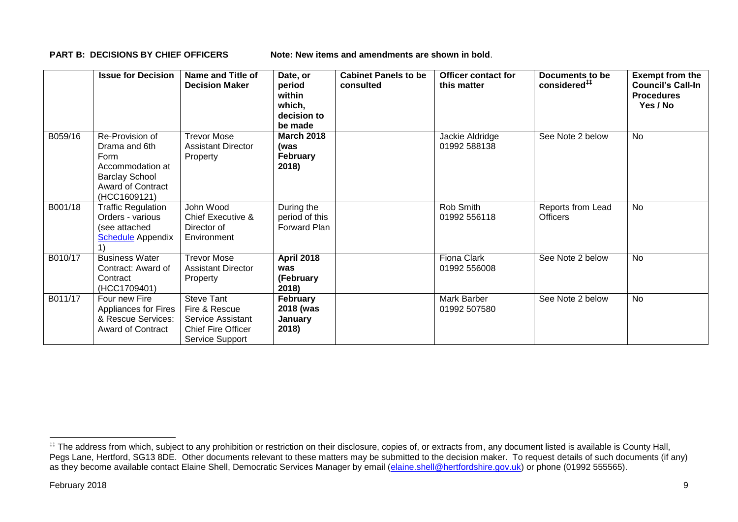**PART B: DECISIONS BY CHIEF OFFICERS** **Note: New items and amendments are shown in bold**.

| | Issue for Decision | Name and Title of Decision Maker | Date, or period within which, decision to be made | Cabinet Panels to be consulted | Officer contact for this matter | Documents to be considered[‡‡] | Exempt from the Council's Call-In Procedures Yes / No |
|---|---|---|---|---|---|---|---|
| B059/16 | Re-Provision of Drama and 6th Form Accommodation at Barclay School Award of Contract (HCC1609121) | Trevor Mose Assistant Director Property | **March 2018 (was February 2018)** | | Jackie Aldridge 01992 588138 | See Note 2 below | No |
| B001/18 | Traffic Regulation Orders - various (see attached Schedule Appendix 1) | John Wood Chief Executive & Director of Environment | During the period of this Forward Plan | | Rob Smith 01992 556118 | Reports from Lead Officers | No |
| B010/17 | Business Water Contract: Award of Contract (HCC1709401) | Trevor Mose Assistant Director Property | **April 2018 was (February 2018)** | | Fiona Clark 01992 556008 | See Note 2 below | No |
| B011/17 | Four new Fire Appliances for Fires & Rescue Services: Award of Contract | Steve Tant Fire & Rescue Service Assistant Chief Fire Officer Service Support | **February 2018 (was January 2018)** | | Mark Barber 01992 507580 | See Note 2 below | No |

[‡‡] The address from which, subject to any prohibition or restriction on their disclosure, copies of, or extracts from, any document listed is available is County Hall, Pegs Lane, Hertford, SG13 8DE. Other documents relevant to these matters may be submitted to the decision maker. To request details of such documents (if any) as they become available contact Elaine Shell, Democratic Services Manager by email (elaine.shell@hertfordshire.gov.uk) or phone (01992 555565).

February 2018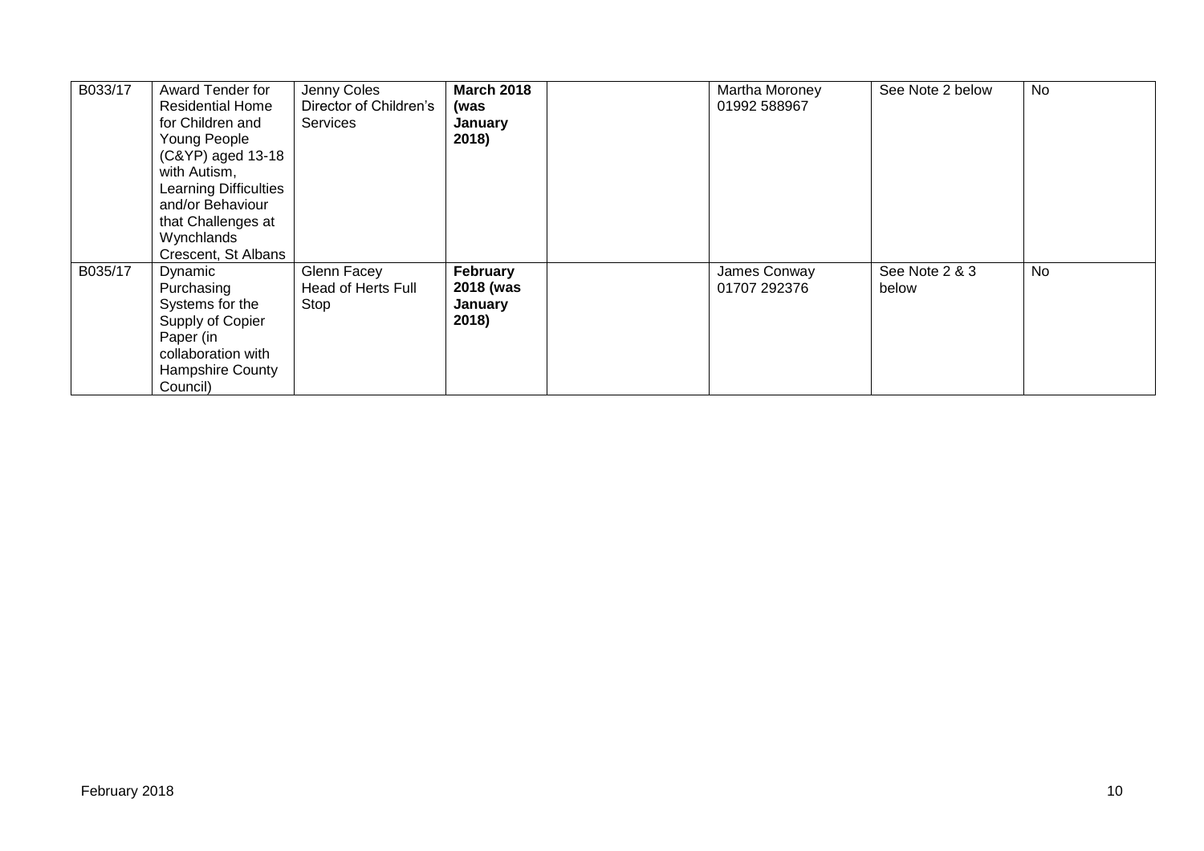| | | | | | | | |
|---|---|---|---|---|---|---|---|
| B033/17 | Award Tender for Residential Home for Children and Young People (C&YP) aged 13-18 with Autism, Learning Difficulties and/or Behaviour that Challenges at Wynchlands Crescent, St Albans | Jenny Coles Director of Children's Services | **March 2018 (was January 2018)** | | Martha Moroney 01992 588967 | See Note 2 below | No |
| B035/17 | Dynamic Purchasing Systems for the Supply of Copier Paper (in collaboration with Hampshire County Council) | Glenn Facey Head of Herts Full Stop | **February 2018 (was January 2018)** | | James Conway 01707 292376 | See Note 2 & 3 below | No |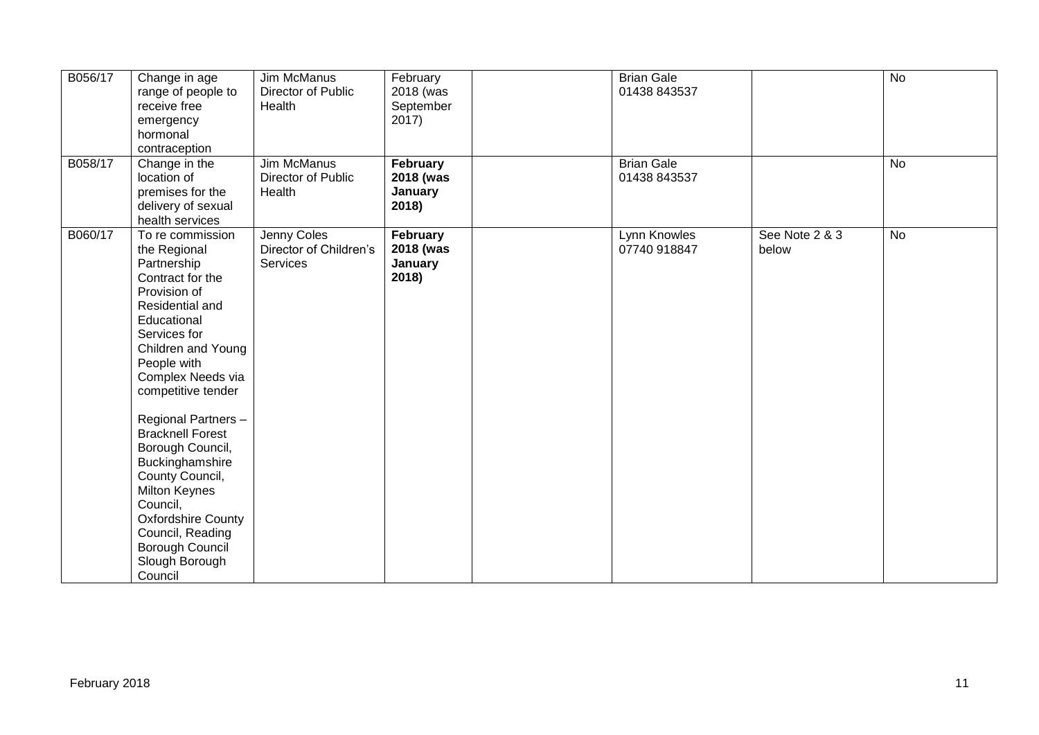| | | | | | | | |
|---|---|---|---|---|---|---|---|
| B056/17 | Change in age range of people to receive free emergency hormonal contraception | Jim McManus Director of Public Health | February 2018 (was September 2017) | | Brian Gale 01438 843537 | | No |
| B058/17 | Change in the location of premises for the delivery of sexual health services | Jim McManus Director of Public Health | **February 2018 (was January 2018)** | | Brian Gale 01438 843537 | | No |
| B060/17 | To re commission the Regional Partnership Contract for the Provision of Residential and Educational Services for Children and Young People with Complex Needs via competitive tender<br><br>Regional Partners – Bracknell Forest Borough Council, Buckinghamshire County Council, Milton Keynes Council, Oxfordshire County Council, Reading Borough Council Slough Borough Council | Jenny Coles Director of Children's Services | **February 2018 (was January 2018)** | | Lynn Knowles 07740 918847 | See Note 2 & 3 below | No |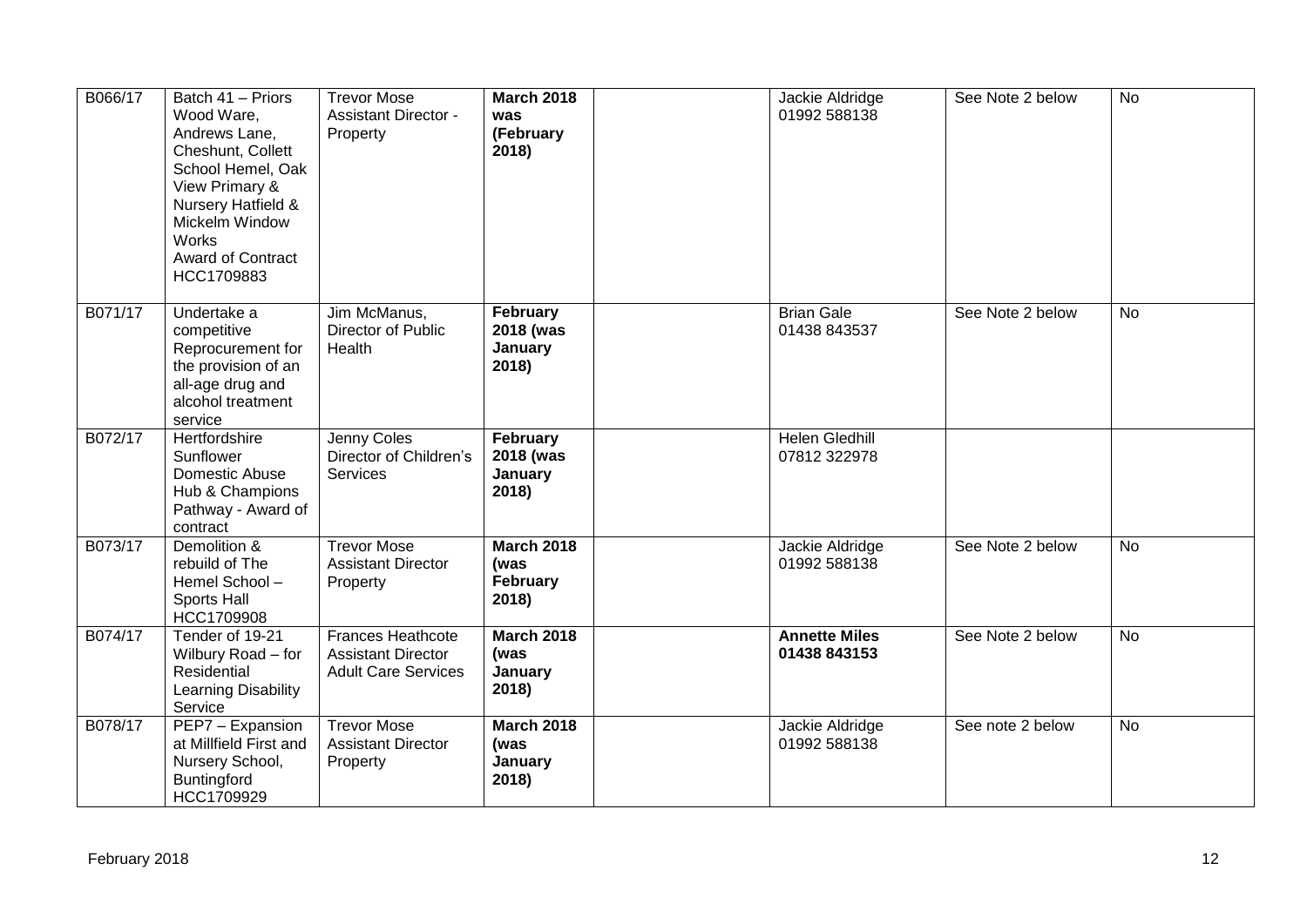| | | | | | | | |
|---|---|---|---|---|---|---|---|
| B066/17 | Batch 41 – Priors Wood Ware, Andrews Lane, Cheshunt, Collett School Hemel, Oak View Primary & Nursery Hatfield & Mickelm Window Works Award of Contract HCC1709883 | Trevor Mose Assistant Director - Property | **March 2018 was (February 2018)** | | Jackie Aldridge 01992 588138 | See Note 2 below | No |
| B071/17 | Undertake a competitive Reprocurement for the provision of an all-age drug and alcohol treatment service | Jim McManus, Director of Public Health | **February 2018 (was January 2018)** | | Brian Gale 01438 843537 | See Note 2 below | No |
| B072/17 | Hertfordshire Sunflower Domestic Abuse Hub & Champions Pathway - Award of contract | Jenny Coles Director of Children's Services | **February 2018 (was January 2018)** | | Helen Gledhill 07812 322978 | | |
| B073/17 | Demolition & rebuild of The Hemel School – Sports Hall HCC1709908 | Trevor Mose Assistant Director Property | **March 2018 (was February 2018)** | | Jackie Aldridge 01992 588138 | See Note 2 below | No |
| B074/17 | Tender of 19-21 Wilbury Road – for Residential Learning Disability Service | Frances Heathcote Assistant Director Adult Care Services | **March 2018 (was January 2018)** | | **Annette Miles 01438 843153** | See Note 2 below | No |
| B078/17 | PEP7 – Expansion at Millfield First and Nursery School, Buntingford HCC1709929 | Trevor Mose Assistant Director Property | **March 2018 (was January 2018)** | | Jackie Aldridge 01992 588138 | See note 2 below | No |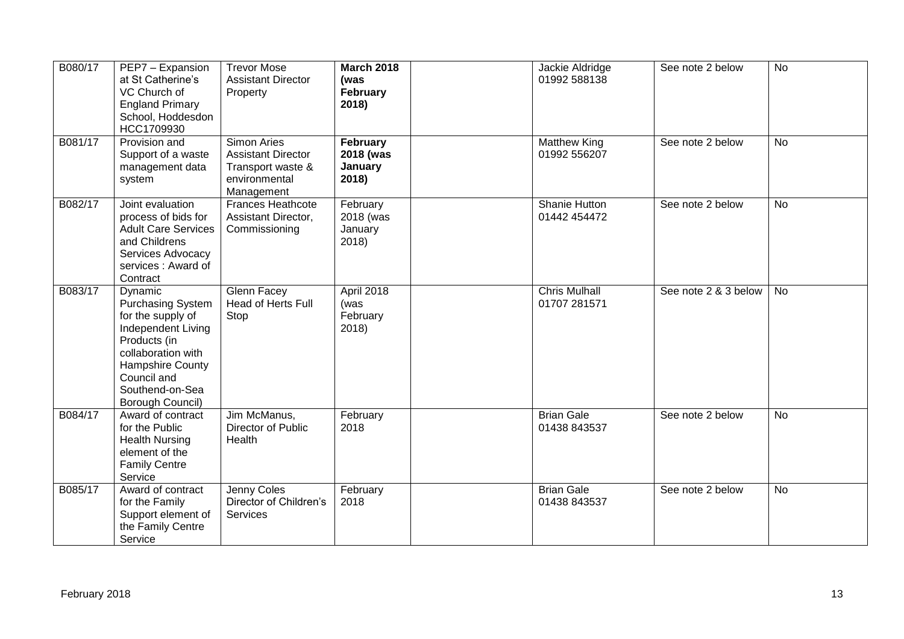| B080/17 | PEP7 – Expansion at St Catherine's VC Church of England Primary School, Hoddesdon HCC1709930 | Trevor Mose Assistant Director Property | **March 2018 (was February 2018)** | | Jackie Aldridge 01992 588138 | See note 2 below | No |
|---|---|---|---|---|---|---|---|
| B081/17 | Provision and Support of a waste management data system | Simon Aries Assistant Director Transport waste & environmental Management | **February 2018 (was January 2018)** | | Matthew King 01992 556207 | See note 2 below | No |
| B082/17 | Joint evaluation process of bids for Adult Care Services and Childrens Services Advocacy services : Award of Contract | Frances Heathcote Assistant Director, Commissioning | February 2018 (was January 2018) | | Shanie Hutton 01442 454472 | See note 2 below | No |
| B083/17 | Dynamic Purchasing System for the supply of Independent Living Products (in collaboration with Hampshire County Council and Southend-on-Sea Borough Council) | Glenn Facey Head of Herts Full Stop | April 2018 (was February 2018) | | Chris Mulhall 01707 281571 | See note 2 & 3 below | No |
| B084/17 | Award of contract for the Public Health Nursing element of the Family Centre Service | Jim McManus, Director of Public Health | February 2018 | | Brian Gale 01438 843537 | See note 2 below | No |
| B085/17 | Award of contract for the Family Support element of the Family Centre Service | Jenny Coles Director of Children's Services | February 2018 | | Brian Gale 01438 843537 | See note 2 below | No |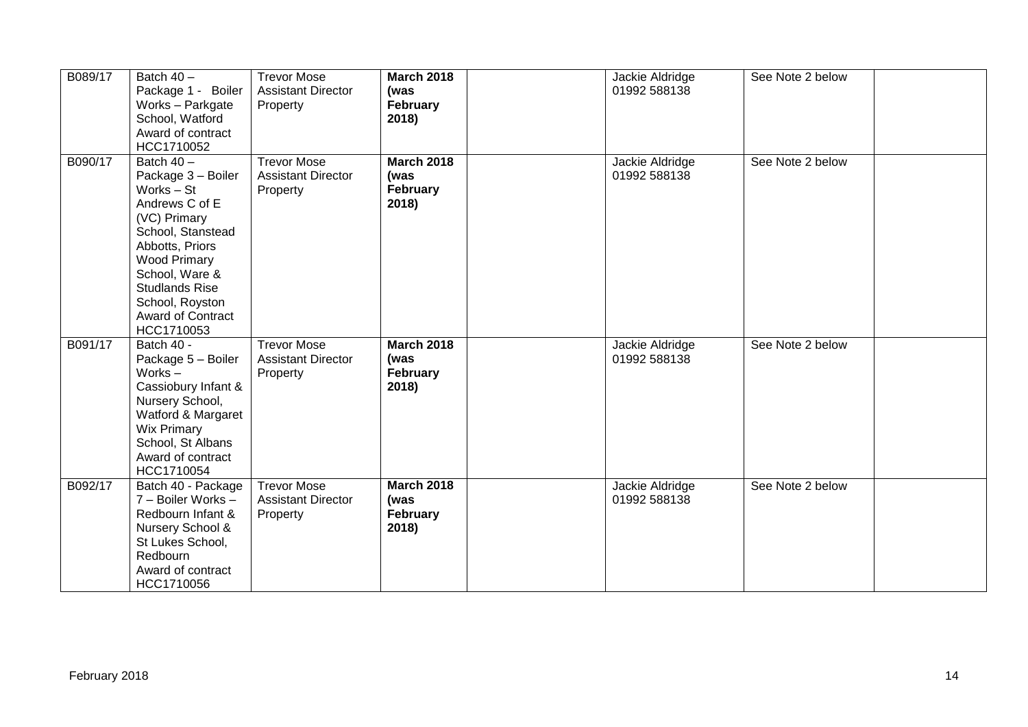| B089/17 | Batch 40 – Package 1 - Boiler Works – Parkgate School, Watford Award of contract HCC1710052 | Trevor Mose Assistant Director Property | **March 2018 (was February 2018)** | | Jackie Aldridge 01992 588138 | See Note 2 below | |
|---|---|---|---|---|---|---|---|
| B090/17 | Batch 40 – Package 3 – Boiler Works – St Andrews C of E (VC) Primary School, Stanstead Abbotts, Priors Wood Primary School, Ware & Studlands Rise School, Royston Award of Contract HCC1710053 | Trevor Mose Assistant Director Property | **March 2018 (was February 2018)** | | Jackie Aldridge 01992 588138 | See Note 2 below | |
| B091/17 | Batch 40 - Package 5 – Boiler Works – Cassiobury Infant & Nursery School, Watford & Margaret Wix Primary School, St Albans Award of contract HCC1710054 | Trevor Mose Assistant Director Property | **March 2018 (was February 2018)** | | Jackie Aldridge 01992 588138 | See Note 2 below | |
| B092/17 | Batch 40 - Package 7 – Boiler Works – Redbourn Infant & Nursery School & St Lukes School, Redbourn Award of contract HCC1710056 | Trevor Mose Assistant Director Property | **March 2018 (was February 2018)** | | Jackie Aldridge 01992 588138 | See Note 2 below | |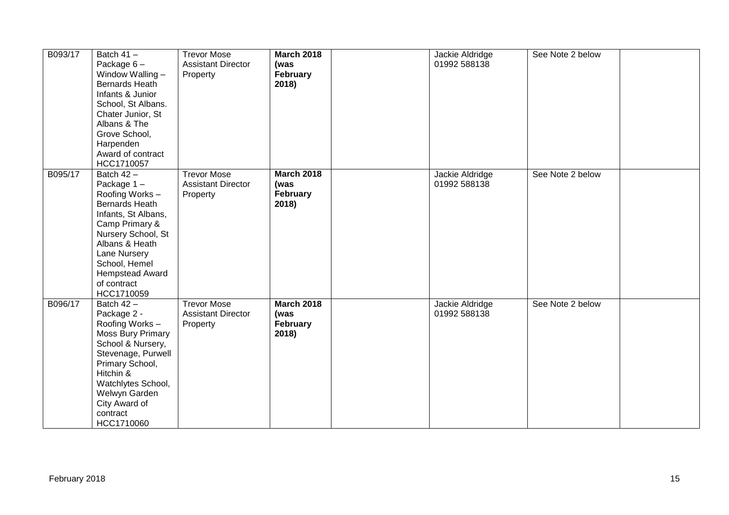| | | | | | | | |
|---|---|---|---|---|---|---|---|
| B093/17 | Batch 41 – Package 6 – Window Walling – Bernards Heath Infants & Junior School, St Albans. Chater Junior, St Albans & The Grove School, Harpenden Award of contract HCC1710057 | Trevor Mose Assistant Director Property | **March 2018 (was February 2018)** | | Jackie Aldridge 01992 588138 | See Note 2 below | |
| B095/17 | Batch 42 – Package 1 – Roofing Works – Bernards Heath Infants, St Albans, Camp Primary & Nursery School, St Albans & Heath Lane Nursery School, Hemel Hempstead Award of contract HCC1710059 | Trevor Mose Assistant Director Property | **March 2018 (was February 2018)** | | Jackie Aldridge 01992 588138 | See Note 2 below | |
| B096/17 | Batch 42 – Package 2 - Roofing Works – Moss Bury Primary School & Nursery, Stevenage, Purwell Primary School, Hitchin & Watchlytes School, Welwyn Garden City Award of contract HCC1710060 | Trevor Mose Assistant Director Property | **March 2018 (was February 2018)** | | Jackie Aldridge 01992 588138 | See Note 2 below | |

February 2018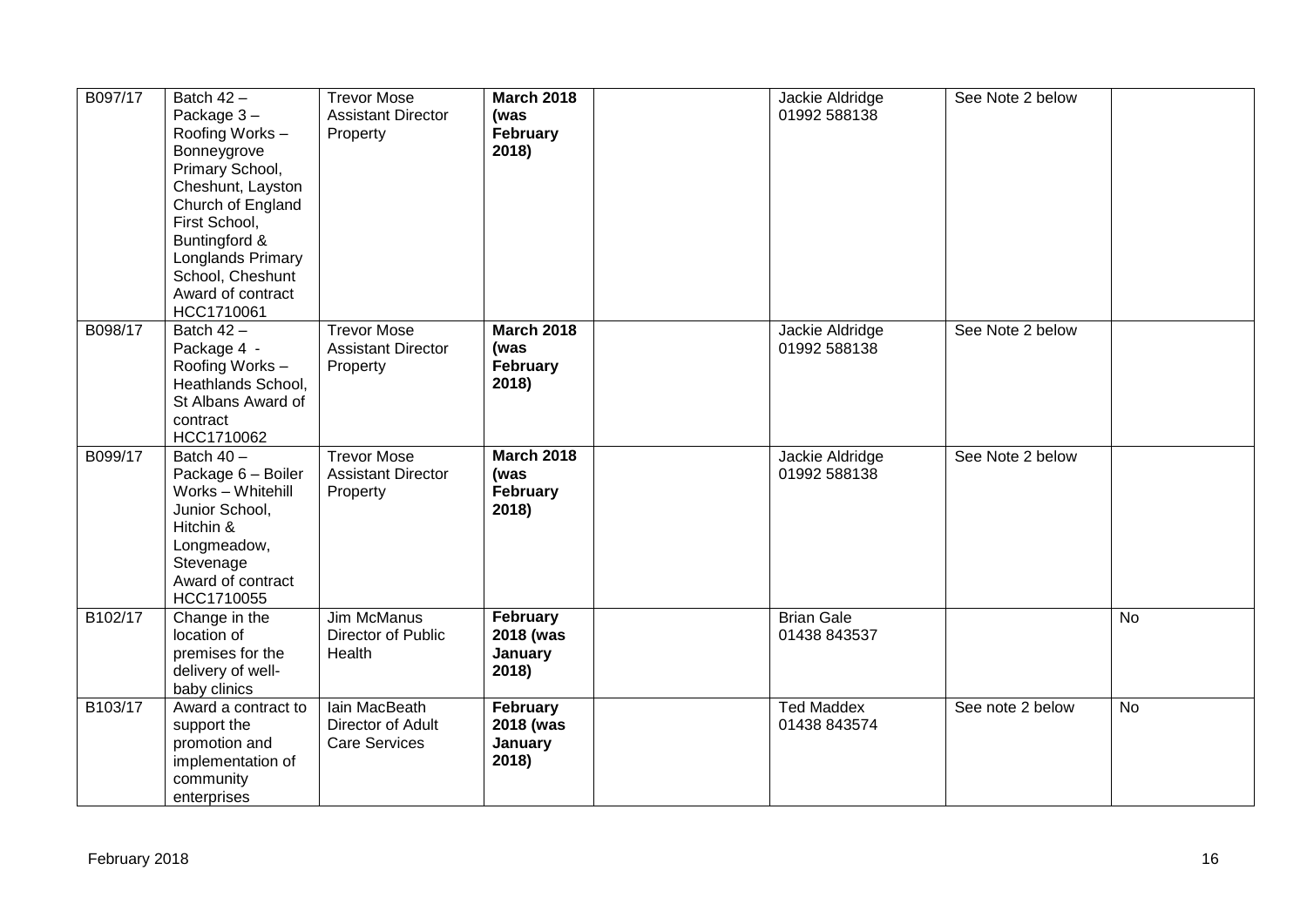| B097/17 | Batch 42 – Package 3 – Roofing Works – Bonneygrove Primary School, Cheshunt, Layston Church of England First School, Buntingford & Longlands Primary School, Cheshunt Award of contract HCC1710061 | Trevor Mose Assistant Director Property | **March 2018 (was February 2018)** | | Jackie Aldridge 01992 588138 | See Note 2 below | |
|---|---|---|---|---|---|---|---|
| B098/17 | Batch 42 – Package 4 - Roofing Works – Heathlands School, St Albans Award of contract HCC1710062 | Trevor Mose Assistant Director Property | **March 2018 (was February 2018)** | | Jackie Aldridge 01992 588138 | See Note 2 below | |
| B099/17 | Batch 40 – Package 6 – Boiler Works – Whitehill Junior School, Hitchin & Longmeadow, Stevenage Award of contract HCC1710055 | Trevor Mose Assistant Director Property | **March 2018 (was February 2018)** | | Jackie Aldridge 01992 588138 | See Note 2 below | |
| B102/17 | Change in the location of premises for the delivery of well-baby clinics | Jim McManus Director of Public Health | **February 2018 (was January 2018)** | | Brian Gale 01438 843537 | | No |
| B103/17 | Award a contract to support the promotion and implementation of community enterprises | Iain MacBeath Director of Adult Care Services | **February 2018 (was January 2018)** | | Ted Maddex 01438 843574 | See note 2 below | No |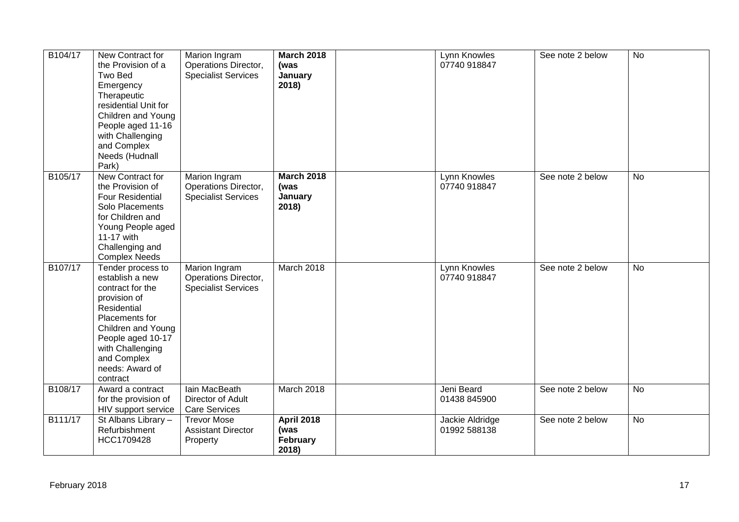| | | | | | | | |
|---|---|---|---|---|---|---|---|
| B104/17 | New Contract for the Provision of a Two Bed Emergency Therapeutic residential Unit for Children and Young People aged 11-16 with Challenging and Complex Needs (Hudnall Park) | Marion Ingram Operations Director, Specialist Services | **March 2018 (was January 2018)** | | Lynn Knowles 07740 918847 | See note 2 below | No |
| B105/17 | New Contract for the Provision of Four Residential Solo Placements for Children and Young People aged 11-17 with Challenging and Complex Needs | Marion Ingram Operations Director, Specialist Services | **March 2018 (was January 2018)** | | Lynn Knowles 07740 918847 | See note 2 below | No |
| B107/17 | Tender process to establish a new contract for the provision of Residential Placements for Children and Young People aged 10-17 with Challenging and Complex needs: Award of contract | Marion Ingram Operations Director, Specialist Services | March 2018 | | Lynn Knowles 07740 918847 | See note 2 below | No |
| B108/17 | Award a contract for the provision of HIV support service | Iain MacBeath Director of Adult Care Services | March 2018 | | Jeni Beard 01438 845900 | See note 2 below | No |
| B111/17 | St Albans Library – Refurbishment HCC1709428 | Trevor Mose Assistant Director Property | **April 2018 (was February 2018)** | | Jackie Aldridge 01992 588138 | See note 2 below | No |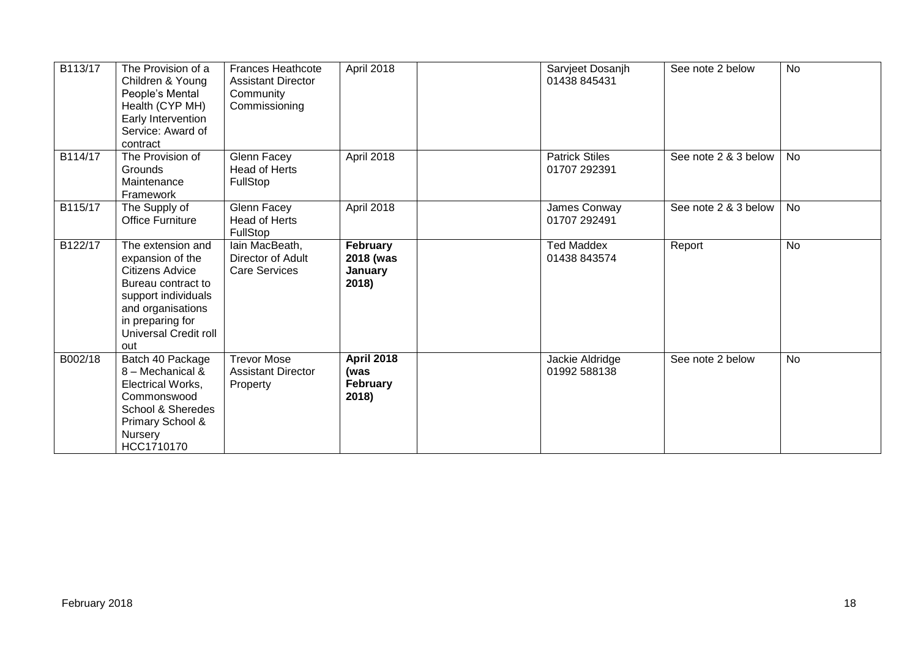| B113/17 | The Provision of a Children & Young People's Mental Health (CYP MH) Early Intervention Service: Award of contract | Frances Heathcote Assistant Director Community Commissioning | April 2018 | | Sarvjeet Dosanjh 01438 845431 | See note 2 below | No |
|---|---|---|---|---|---|---|---|
| B114/17 | The Provision of Grounds Maintenance Framework | Glenn Facey Head of Herts FullStop | April 2018 | | Patrick Stiles 01707 292391 | See note 2 & 3 below | No |
| B115/17 | The Supply of Office Furniture | Glenn Facey Head of Herts FullStop | April 2018 | | James Conway 01707 292491 | See note 2 & 3 below | No |
| B122/17 | The extension and expansion of the Citizens Advice Bureau contract to support individuals and organisations in preparing for Universal Credit roll out | Iain MacBeath, Director of Adult Care Services | **February 2018 (was January 2018)** | | Ted Maddex 01438 843574 | Report | No |
| B002/18 | Batch 40 Package 8 – Mechanical & Electrical Works, Commonswood School & Sheredes Primary School & Nursery HCC1710170 | Trevor Mose Assistant Director Property | **April 2018 (was February 2018)** | | Jackie Aldridge 01992 588138 | See note 2 below | No |

February 2018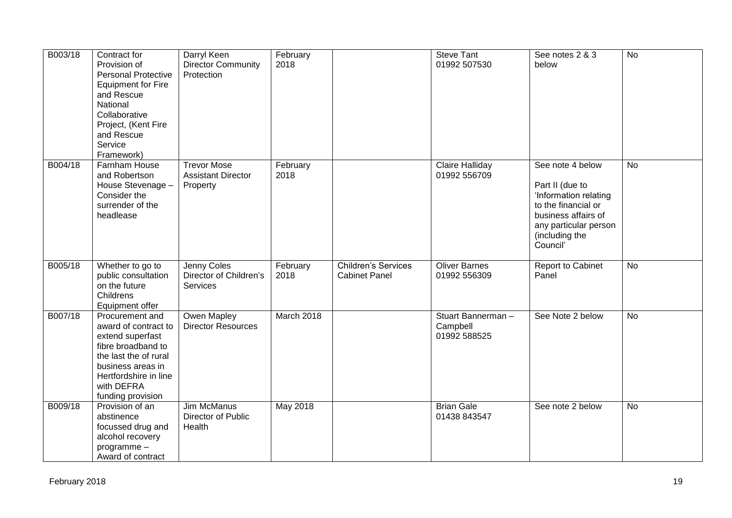| | | | | | | | |
|---|---|---|---|---|---|---|---|
| B003/18 | Contract for Provision of Personal Protective Equipment for Fire and Rescue National Collaborative Project, (Kent Fire and Rescue Service Framework) | Darryl Keen Director Community Protection | February 2018 | | Steve Tant 01992 507530 | See notes 2 & 3 below | No |
| B004/18 | Farnham House and Robertson House Stevenage – Consider the surrender of the headlease | Trevor Mose Assistant Director Property | February 2018 | | Claire Halliday 01992 556709 | See note 4 below<br><br>Part II (due to 'Information relating to the financial or business affairs of any particular person (including the Council' | No |
| B005/18 | Whether to go to public consultation on the future Childrens Equipment offer | Jenny Coles Director of Children's Services | February 2018 | Children's Services Cabinet Panel | Oliver Barnes 01992 556309 | Report to Cabinet Panel | No |
| B007/18 | Procurement and award of contract to extend superfast fibre broadband to the last the of rural business areas in Hertfordshire in line with DEFRA funding provision | Owen Mapley Director Resources | March 2018 | | Stuart Bannerman – Campbell 01992 588525 | See Note 2 below | No |
| B009/18 | Provision of an abstinence focussed drug and alcohol recovery programme – Award of contract | Jim McManus Director of Public Health | May 2018 | | Brian Gale 01438 843547 | See note 2 below | No |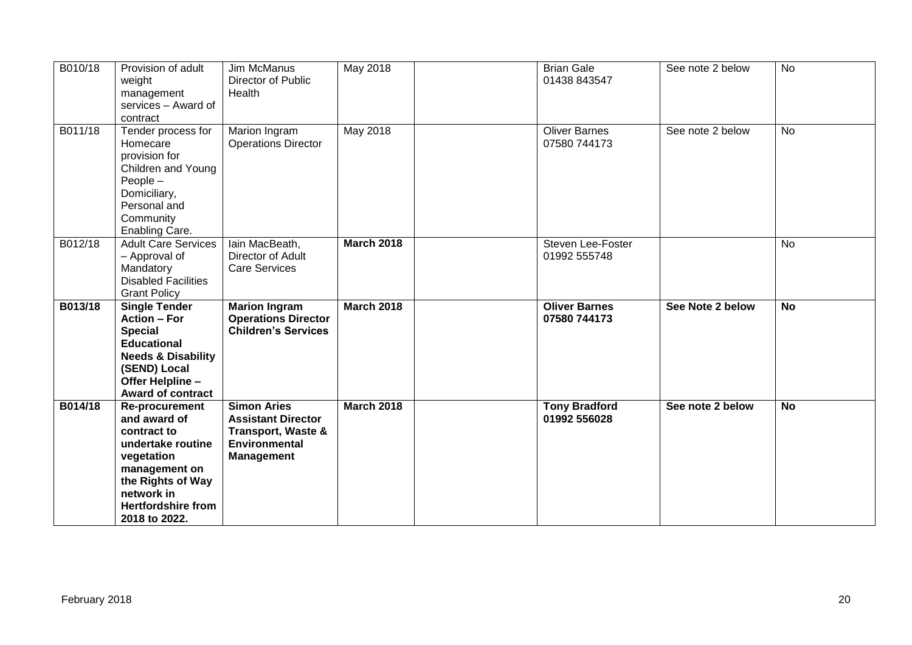| B010/18 | Provision of adult weight management services – Award of contract | Jim McManus Director of Public Health | May 2018 | | Brian Gale 01438 843547 | See note 2 below | No |
|---|---|---|---|---|---|---|---|
| B011/18 | Tender process for Homecare provision for Children and Young People – Domiciliary, Personal and Community Enabling Care. | Marion Ingram Operations Director | May 2018 | | Oliver Barnes 07580 744173 | See note 2 below | No |
| B012/18 | Adult Care Services – Approval of Mandatory Disabled Facilities Grant Policy | Iain MacBeath, Director of Adult Care Services | **March 2018** | | Steven Lee-Foster 01992 555748 | | No |
| **B013/18** | **Single Tender Action – For Special Educational Needs & Disability (SEND) Local Offer Helpline – Award of contract** | **Marion Ingram Operations Director Children's Services** | **March 2018** | | **Oliver Barnes 07580 744173** | **See Note 2 below** | **No** |
| **B014/18** | **Re-procurement and award of contract to undertake routine vegetation management on the Rights of Way network in Hertfordshire from 2018 to 2022.** | **Simon Aries Assistant Director Transport, Waste & Environmental Management** | **March 2018** | | **Tony Bradford 01992 556028** | **See note 2 below** | **No** |

February 2018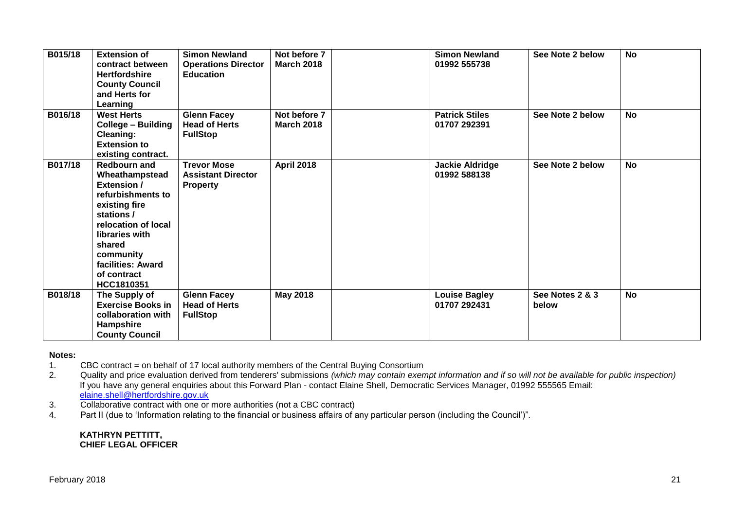| B015/18 | Extension of contract between Hertfordshire County Council and Herts for Learning | Simon Newland Operations Director Education | Not before 7 March 2018 | | Simon Newland 01992 555738 | See Note 2 below | No |
|---|---|---|---|---|---|---|---|
| B016/18 | West Herts College – Building Cleaning: Extension to existing contract. | Glenn Facey Head of Herts FullStop | Not before 7 March 2018 | | Patrick Stiles 01707 292391 | See Note 2 below | No |
| B017/18 | Redbourn and Wheathampstead Extension / refurbishments to existing fire stations / relocation of local libraries with shared community facilities: Award of contract HCC1810351 | Trevor Mose Assistant Director Property | April 2018 | | Jackie Aldridge 01992 588138 | See Note 2 below | No |
| B018/18 | The Supply of Exercise Books in collaboration with Hampshire County Council | Glenn Facey Head of Herts FullStop | May 2018 | | Louise Bagley 01707 292431 | See Notes 2 & 3 below | No |

**Notes:**

1. CBC contract = on behalf of 17 local authority members of the Central Buying Consortium
2. Quality and price evaluation derived from tenderers' submissions *(which may contain exempt information and if so will not be available for public inspection)*
   If you have any general enquiries about this Forward Plan - contact Elaine Shell, Democratic Services Manager, 01992 555565 Email: elaine.shell@hertfordshire.gov.uk
3. Collaborative contract with one or more authorities (not a CBC contract)
4. Part II (due to 'Information relating to the financial or business affairs of any particular person (including the Council')".

**KATHRYN PETTITT,**
**CHIEF LEGAL OFFICER**

February 2018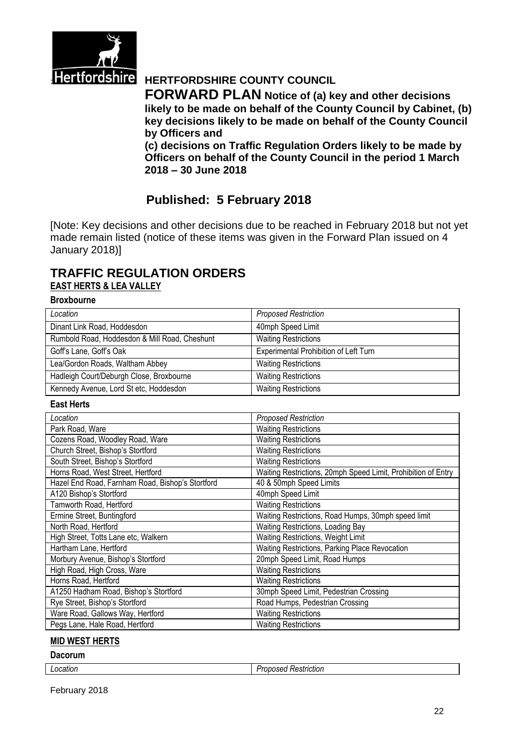Hertfordshire

**HERTFORDSHIRE COUNTY COUNCIL**

**FORWARD PLAN Notice of (a) key and other decisions likely to be made on behalf of the County Council by Cabinet, (b) key decisions likely to be made on behalf of the County Council by Officers and**
**(c) decisions on Traffic Regulation Orders likely to be made by Officers on behalf of the County Council in the period 1 March 2018 – 30 June 2018**

## Published: 5 February 2018

[Note: Key decisions and other decisions due to be reached in February 2018 but not yet made remain listed (notice of these items was given in the Forward Plan issued on 4 January 2018)]

# TRAFFIC REGULATION ORDERS

## EAST HERTS & LEA VALLEY

### Broxbourne

| *Location* | *Proposed Restriction* |
|---|---|
| Dinant Link Road, Hoddesdon | 40mph Speed Limit |
| Rumbold Road, Hoddesdon & Mill Road, Cheshunt | Waiting Restrictions |
| Goff's Lane, Goff's Oak | Experimental Prohibition of Left Turn |
| Lea/Gordon Roads, Waltham Abbey | Waiting Restrictions |
| Hadleigh Court/Deburgh Close, Broxbourne | Waiting Restrictions |
| Kennedy Avenue, Lord St etc, Hoddesdon | Waiting Restrictions |

### East Herts

| *Location* | *Proposed Restriction* |
|---|---|
| Park Road, Ware | Waiting Restrictions |
| Cozens Road, Woodley Road, Ware | Waiting Restrictions |
| Church Street, Bishop's Stortford | Waiting Restrictions |
| South Street, Bishop's Stortford | Waiting Restrictions |
| Horns Road, West Street, Hertford | Waiting Restrictions, 20mph Speed Limit, Prohibition of Entry |
| Hazel End Road, Farnham Road, Bishop's Stortford | 40 & 50mph Speed Limits |
| A120 Bishop's Stortford | 40mph Speed Limit |
| Tamworth Road, Hertford | Waiting Restrictions |
| Ermine Street, Buntingford | Waiting Restrictions, Road Humps, 30mph speed limit |
| North Road, Hertford | Waiting Restrictions, Loading Bay |
| High Street, Totts Lane etc, Walkern | Waiting Restrictions, Weight Limit |
| Hartham Lane, Hertford | Waiting Restrictions, Parking Place Revocation |
| Morbury Avenue, Bishop's Stortford | 20mph Speed Limit, Road Humps |
| High Road, High Cross, Ware | Waiting Restrictions |
| Horns Road, Hertford | Waiting Restrictions |
| A1250 Hadham Road, Bishop's Stortford | 30mph Speed Limit, Pedestrian Crossing |
| Rye Street, Bishop's Stortford | Road Humps, Pedestrian Crossing |
| Ware Road, Gallows Way, Hertford | Waiting Restrictions |
| Pegs Lane, Hale Road, Hertford | Waiting Restrictions |

## MID WEST HERTS

### Dacorum

| *Location* | *Proposed Restriction* |
|---|---|

February 2018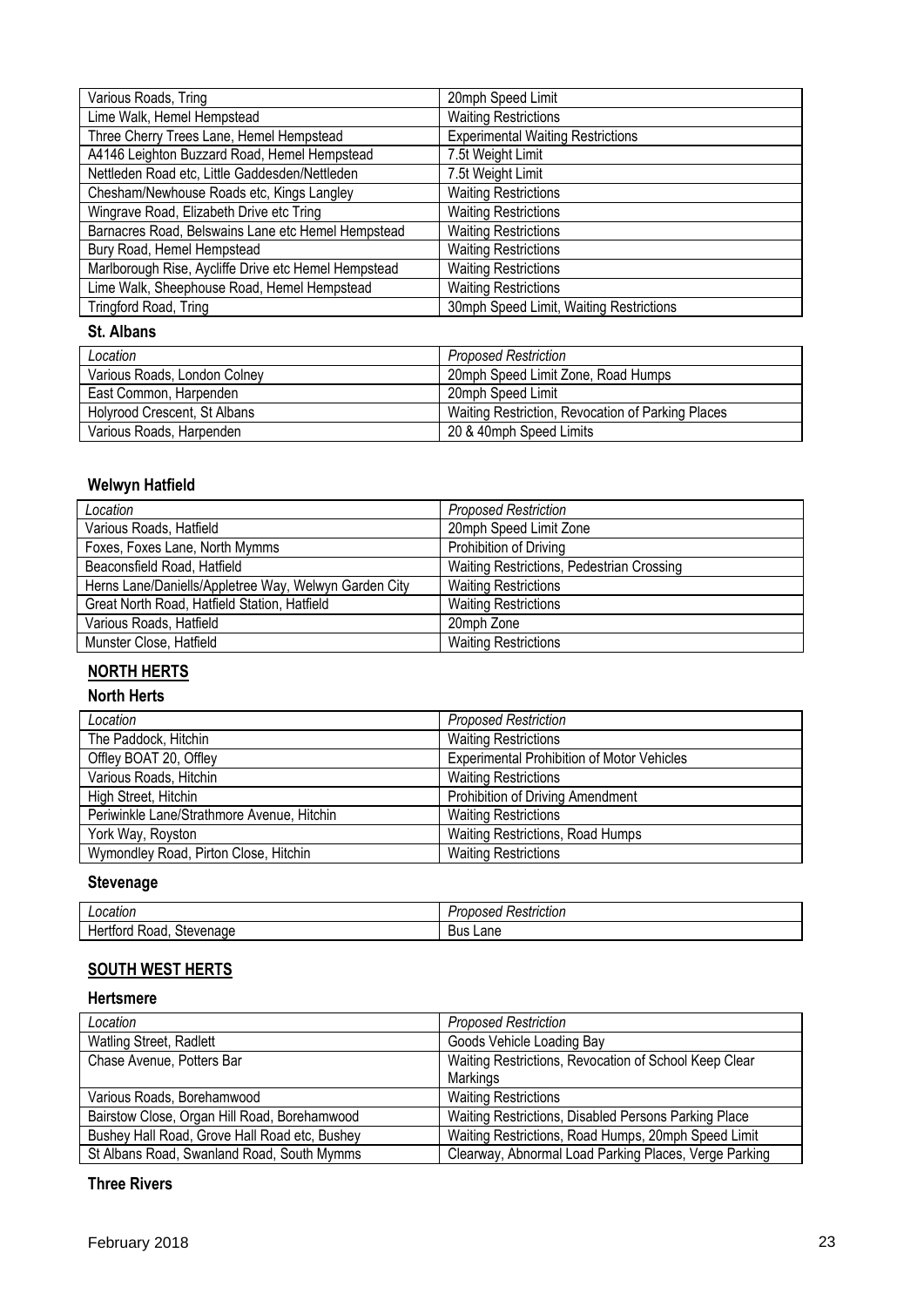| Various Roads, Tring | 20mph Speed Limit |
|---|---|
| Lime Walk, Hemel Hempstead | Waiting Restrictions |
| Three Cherry Trees Lane, Hemel Hempstead | Experimental Waiting Restrictions |
| A4146 Leighton Buzzard Road, Hemel Hempstead | 7.5t Weight Limit |
| Nettleden Road etc, Little Gaddesden/Nettleden | 7.5t Weight Limit |
| Chesham/Newhouse Roads etc, Kings Langley | Waiting Restrictions |
| Wingrave Road, Elizabeth Drive etc Tring | Waiting Restrictions |
| Barnacres Road, Belswains Lane etc Hemel Hempstead | Waiting Restrictions |
| Bury Road, Hemel Hempstead | Waiting Restrictions |
| Marlborough Rise, Aycliffe Drive etc Hemel Hempstead | Waiting Restrictions |
| Lime Walk, Sheephouse Road, Hemel Hempstead | Waiting Restrictions |
| Tringford Road, Tring | 30mph Speed Limit, Waiting Restrictions |

### St. Albans

| *Location* | *Proposed Restriction* |
|---|---|
| Various Roads, London Colney | 20mph Speed Limit Zone, Road Humps |
| East Common, Harpenden | 20mph Speed Limit |
| Holyrood Crescent, St Albans | Waiting Restriction, Revocation of Parking Places |
| Various Roads, Harpenden | 20 & 40mph Speed Limits |

### Welwyn Hatfield

| *Location* | *Proposed Restriction* |
|---|---|
| Various Roads, Hatfield | 20mph Speed Limit Zone |
| Foxes, Foxes Lane, North Mymms | Prohibition of Driving |
| Beaconsfield Road, Hatfield | Waiting Restrictions, Pedestrian Crossing |
| Herns Lane/Daniells/Appletree Way, Welwyn Garden City | Waiting Restrictions |
| Great North Road, Hatfield Station, Hatfield | Waiting Restrictions |
| Various Roads, Hatfield | 20mph Zone |
| Munster Close, Hatfield | Waiting Restrictions |

## NORTH HERTS

### North Herts

| *Location* | *Proposed Restriction* |
|---|---|
| The Paddock, Hitchin | Waiting Restrictions |
| Offley BOAT 20, Offley | Experimental Prohibition of Motor Vehicles |
| Various Roads, Hitchin | Waiting Restrictions |
| High Street, Hitchin | Prohibition of Driving Amendment |
| Periwinkle Lane/Strathmore Avenue, Hitchin | Waiting Restrictions |
| York Way, Royston | Waiting Restrictions, Road Humps |
| Wymondley Road, Pirton Close, Hitchin | Waiting Restrictions |

### Stevenage

| *Location* | *Proposed Restriction* |
|---|---|
| Hertford Road, Stevenage | Bus Lane |

## SOUTH WEST HERTS

### Hertsmere

| *Location* | *Proposed Restriction* |
|---|---|
| Watling Street, Radlett | Goods Vehicle Loading Bay |
| Chase Avenue, Potters Bar | Waiting Restrictions, Revocation of School Keep Clear Markings |
| Various Roads, Borehamwood | Waiting Restrictions |
| Bairstow Close, Organ Hill Road, Borehamwood | Waiting Restrictions, Disabled Persons Parking Place |
| Bushey Hall Road, Grove Hall Road etc, Bushey | Waiting Restrictions, Road Humps, 20mph Speed Limit |
| St Albans Road, Swanland Road, South Mymms | Clearway, Abnormal Load Parking Places, Verge Parking |

### Three Rivers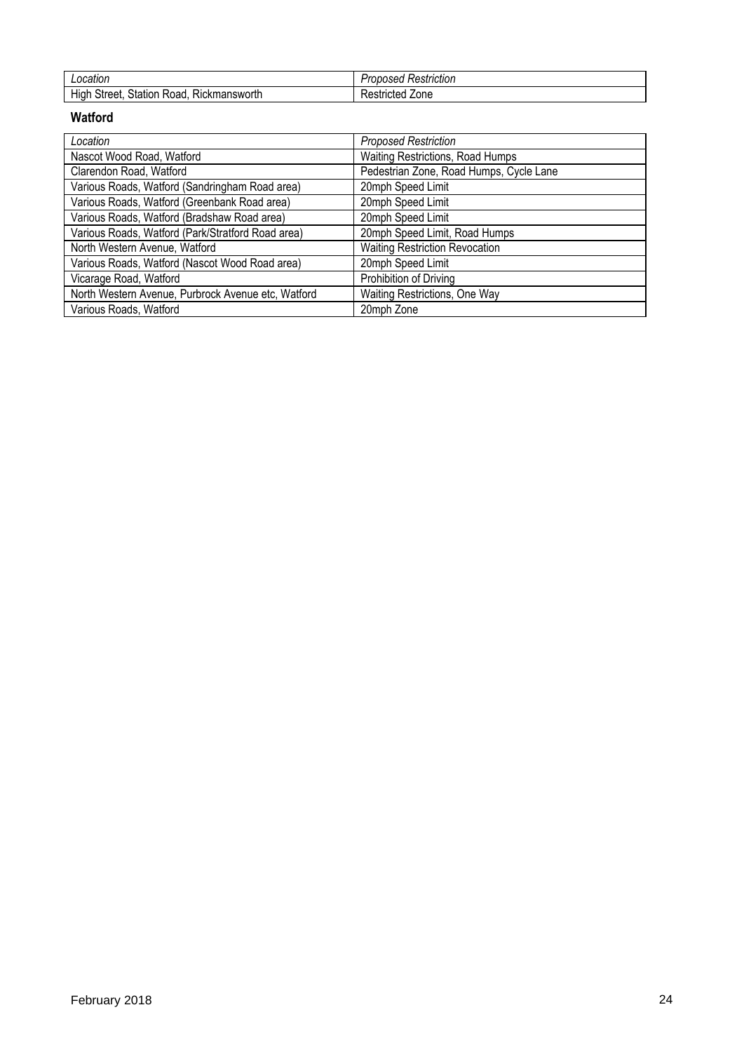| *Location* | *Proposed Restriction* |
|---|---|
| High Street, Station Road, Rickmansworth | Restricted Zone |

**Watford**

| *Location* | *Proposed Restriction* |
|---|---|
| Nascot Wood Road, Watford | Waiting Restrictions, Road Humps |
| Clarendon Road, Watford | Pedestrian Zone, Road Humps, Cycle Lane |
| Various Roads, Watford (Sandringham Road area) | 20mph Speed Limit |
| Various Roads, Watford (Greenbank Road area) | 20mph Speed Limit |
| Various Roads, Watford (Bradshaw Road area) | 20mph Speed Limit |
| Various Roads, Watford (Park/Stratford Road area) | 20mph Speed Limit, Road Humps |
| North Western Avenue, Watford | Waiting Restriction Revocation |
| Various Roads, Watford (Nascot Wood Road area) | 20mph Speed Limit |
| Vicarage Road, Watford | Prohibition of Driving |
| North Western Avenue, Purbrock Avenue etc, Watford | Waiting Restrictions, One Way |
| Various Roads, Watford | 20mph Zone |

February 2018